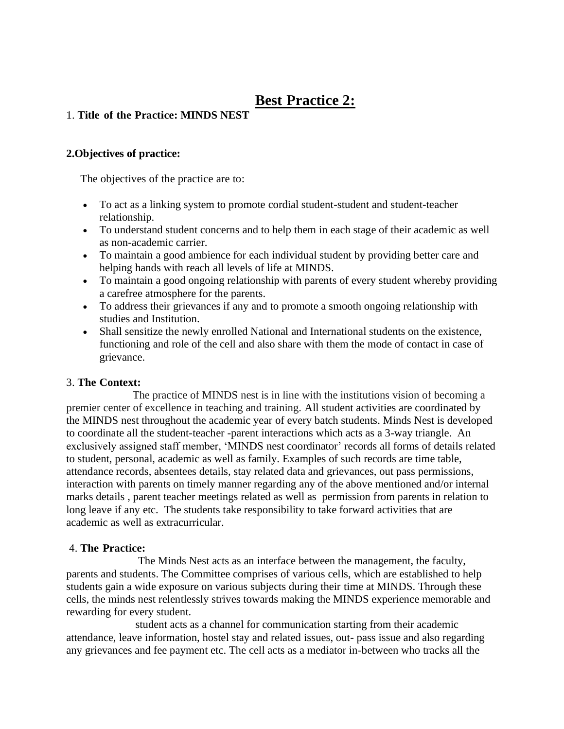# Best Practice 2:

1. **Title of the Practice: MINDS NEST**

**2.Objectives of practice:**

The objectives of the practice are to:

- To act as a linking system to promote cordial student-student and student-teacher relationship.
- To understand student concerns and to help them in each stage of their academic as well as non-academic carrier.
- To maintain a good ambience for each individual student by providing better care and helping hands with reach all levels of life at MINDS.
- To maintain a good ongoing relationship with parents of every student whereby providing a carefree atmosphere for the parents.
- To address their grievances if any and to promote a smooth ongoing relationship with studies and Institution.
- Shall sensitize the newly enrolled National and International students on the existence, functioning and role of the cell and also share with them the mode of contact in case of grievance.

3. **The Context:**

The practice of MINDS nest is in line with the institutions vision of becoming a premier center of excellence in teaching and training. All student activities are coordinated by the MINDS nest throughout the academic year of every batch students. Minds Nest is developed to coordinate all the student-teacher -parent interactions which acts as a 3-way triangle. An exclusively assigned staff member, 'MINDS nest coordinator' records all forms of details related to student, personal, academic as well as family. Examples of such records are time table, attendance records, absentees details, stay related data and grievances, out pass permissions, interaction with parents on timely manner regarding any of the above mentioned and/or internal marks details , parent teacher meetings related as well as permission from parents in relation to long leave if any etc. The students take responsibility to take forward activities that are academic as well as extracurricular.

4. **The Practice:**

The Minds Nest acts as an interface between the management, the faculty, parents and students. The Committee comprises of various cells, which are established to help students gain a wide exposure on various subjects during their time at MINDS. Through these cells, the minds nest relentlessly strives towards making the MINDS experience memorable and rewarding for every student.

student acts as a channel for communication starting from their academic attendance, leave information, hostel stay and related issues, out- pass issue and also regarding any grievances and fee payment etc. The cell acts as a mediator in-between who tracks all the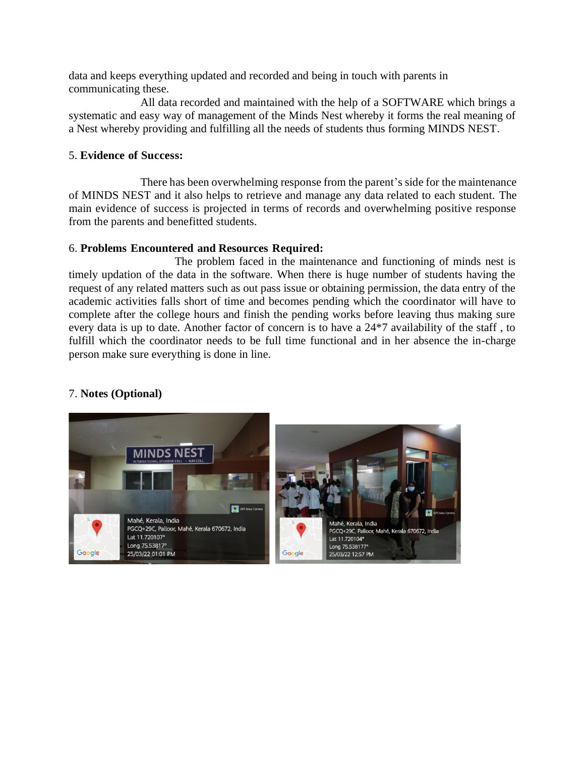data and keeps everything updated and recorded and being in touch with parents in communicating these.

All data recorded and maintained with the help of a SOFTWARE which brings a systematic and easy way of management of the Minds Nest whereby it forms the real meaning of a Nest whereby providing and fulfilling all the needs of students thus forming MINDS NEST.

5. **Evidence of Success:**

There has been overwhelming response from the parent's side for the maintenance of MINDS NEST and it also helps to retrieve and manage any data related to each student. The main evidence of success is projected in terms of records and overwhelming positive response from the parents and benefitted students.

6. **Problems Encountered and Resources Required:**

The problem faced in the maintenance and functioning of minds nest is timely updation of the data in the software. When there is huge number of students having the request of any related matters such as out pass issue or obtaining permission, the data entry of the academic activities falls short of time and becomes pending which the coordinator will have to complete after the college hours and finish the pending works before leaving thus making sure every data is up to date. Another factor of concern is to have a 24*7 availability of the staff , to fulfill which the coordinator needs to be full time functional and in her absence the in-charge person make sure everything is done in line.

7. **Notes (Optional)**